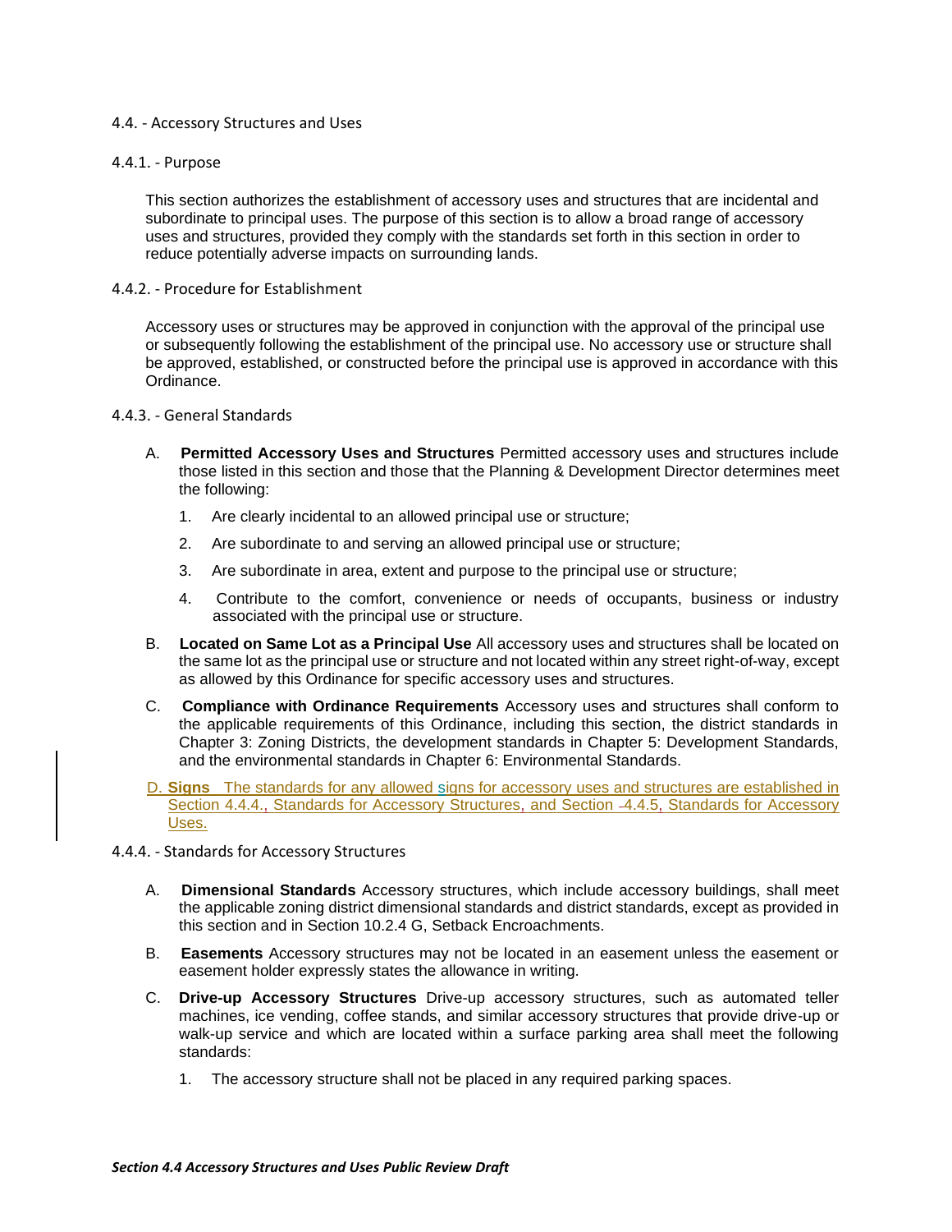# 4.4. - Accessory Structures and Uses

## 4.4.1. - Purpose

This section authorizes the establishment of accessory uses and structures that are incidental and subordinate to principal uses. The purpose of this section is to allow a broad range of accessory uses and structures, provided they comply with the standards set forth in this section in order to reduce potentially adverse impacts on surrounding lands.

## 4.4.2. - Procedure for Establishment

Accessory uses or structures may be approved in conjunction with the approval of the principal use or subsequently following the establishment of the principal use. No accessory use or structure shall be approved, established, or constructed before the principal use is approved in accordance with this Ordinance.

## 4.4.3. - General Standards

A. **Permitted Accessory Uses and Structures** Permitted accessory uses and structures include those listed in this section and those that the Planning & Development Director determines meet the following:

1. Are clearly incidental to an allowed principal use or structure;
2. Are subordinate to and serving an allowed principal use or structure;
3. Are subordinate in area, extent and purpose to the principal use or structure;
4. Contribute to the comfort, convenience or needs of occupants, business or industry associated with the principal use or structure.

B. **Located on Same Lot as a Principal Use** All accessory uses and structures shall be located on the same lot as the principal use or structure and not located within any street right-of-way, except as allowed by this Ordinance for specific accessory uses and structures.

C. **Compliance with Ordinance Requirements** Accessory uses and structures shall conform to the applicable requirements of this Ordinance, including this section, the district standards in Chapter 3: Zoning Districts, the development standards in Chapter 5: Development Standards, and the environmental standards in Chapter 6: Environmental Standards.

D. **Signs** The standards for any allowed signs for accessory uses and structures are established in Section 4.4.4., Standards for Accessory Structures, and Section -4.4.5, Standards for Accessory Uses.

## 4.4.4. - Standards for Accessory Structures

A. **Dimensional Standards** Accessory structures, which include accessory buildings, shall meet the applicable zoning district dimensional standards and district standards, except as provided in this section and in Section 10.2.4 G, Setback Encroachments.

B. **Easements** Accessory structures may not be located in an easement unless the easement or easement holder expressly states the allowance in writing.

C. **Drive-up Accessory Structures** Drive-up accessory structures, such as automated teller machines, ice vending, coffee stands, and similar accessory structures that provide drive-up or walk-up service and which are located within a surface parking area shall meet the following standards:

1. The accessory structure shall not be placed in any required parking spaces.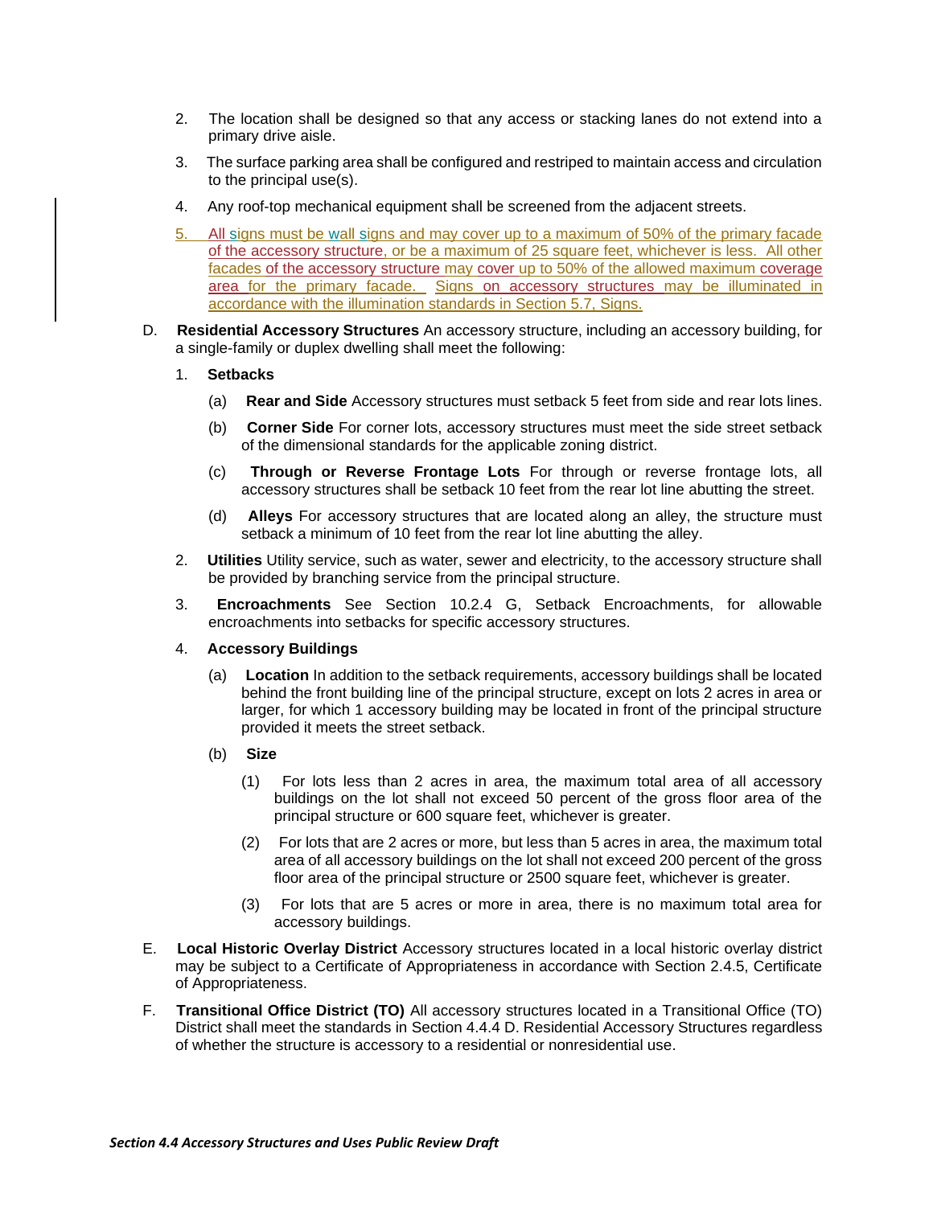2. The location shall be designed so that any access or stacking lanes do not extend into a primary drive aisle.

3. The surface parking area shall be configured and restriped to maintain access and circulation to the principal use(s).

4. Any roof-top mechanical equipment shall be screened from the adjacent streets.

5. All signs must be wall signs and may cover up to a maximum of 50% of the primary facade of the accessory structure, or be a maximum of 25 square feet, whichever is less. All other facades of the accessory structure may cover up to 50% of the allowed maximum coverage area for the primary facade. Signs on accessory structures may be illuminated in accordance with the illumination standards in Section 5.7, Signs.

D. **Residential Accessory Structures** An accessory structure, including an accessory building, for a single-family or duplex dwelling shall meet the following:

1. **Setbacks**

   (a) **Rear and Side** Accessory structures must setback 5 feet from side and rear lots lines.

   (b) **Corner Side** For corner lots, accessory structures must meet the side street setback of the dimensional standards for the applicable zoning district.

   (c) **Through or Reverse Frontage Lots** For through or reverse frontage lots, all accessory structures shall be setback 10 feet from the rear lot line abutting the street.

   (d) **Alleys** For accessory structures that are located along an alley, the structure must setback a minimum of 10 feet from the rear lot line abutting the alley.

2. **Utilities** Utility service, such as water, sewer and electricity, to the accessory structure shall be provided by branching service from the principal structure.

3. **Encroachments** See Section 10.2.4 G, Setback Encroachments, for allowable encroachments into setbacks for specific accessory structures.

4. **Accessory Buildings**

   (a) **Location** In addition to the setback requirements, accessory buildings shall be located behind the front building line of the principal structure, except on lots 2 acres in area or larger, for which 1 accessory building may be located in front of the principal structure provided it meets the street setback.

   (b) **Size**

      (1) For lots less than 2 acres in area, the maximum total area of all accessory buildings on the lot shall not exceed 50 percent of the gross floor area of the principal structure or 600 square feet, whichever is greater.

      (2) For lots that are 2 acres or more, but less than 5 acres in area, the maximum total area of all accessory buildings on the lot shall not exceed 200 percent of the gross floor area of the principal structure or 2500 square feet, whichever is greater.

      (3) For lots that are 5 acres or more in area, there is no maximum total area for accessory buildings.

E. **Local Historic Overlay District** Accessory structures located in a local historic overlay district may be subject to a Certificate of Appropriateness in accordance with Section 2.4.5, Certificate of Appropriateness.

F. **Transitional Office District (TO)** All accessory structures located in a Transitional Office (TO) District shall meet the standards in Section 4.4.4 D. Residential Accessory Structures regardless of whether the structure is accessory to a residential or nonresidential use.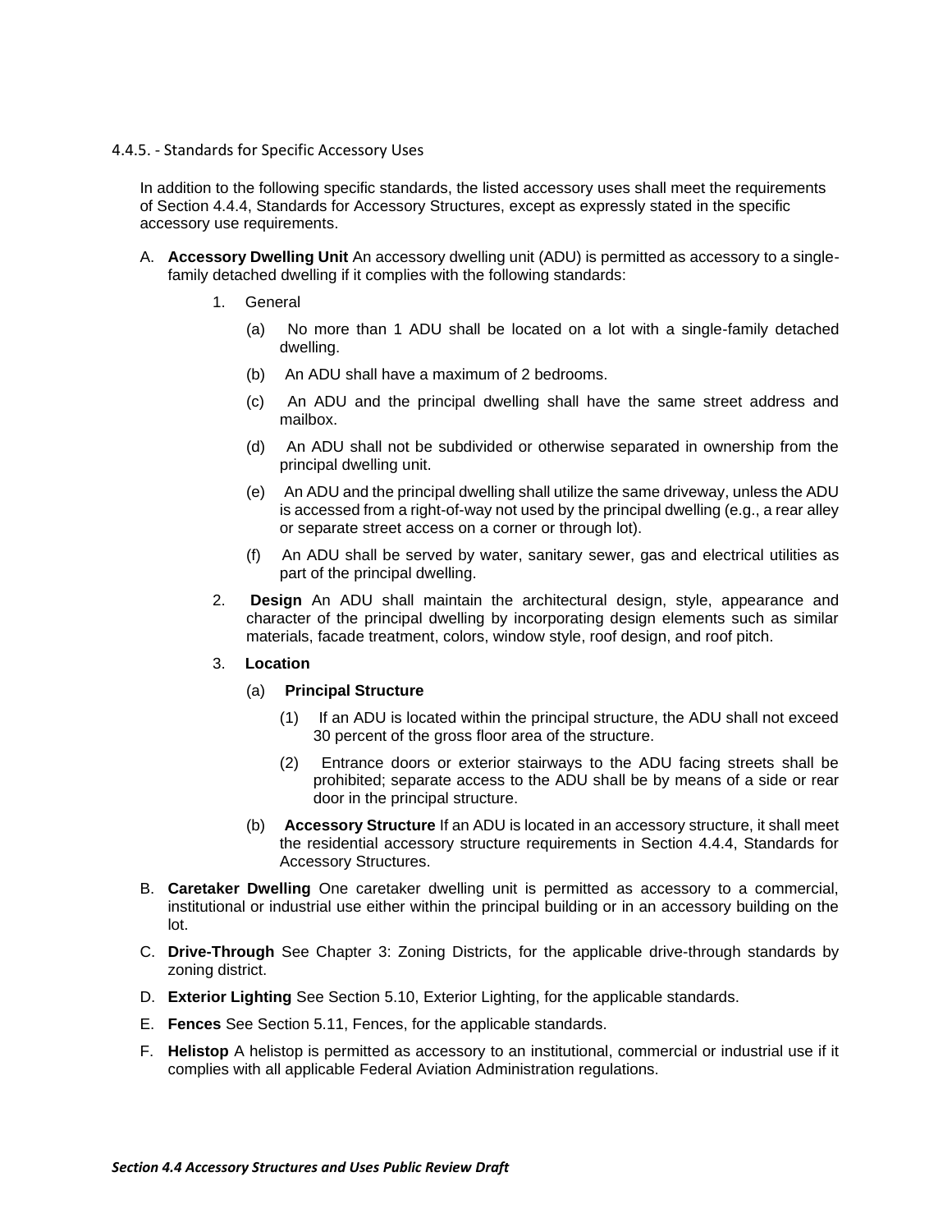### 4.4.5. - Standards for Specific Accessory Uses

In addition to the following specific standards, the listed accessory uses shall meet the requirements of Section 4.4.4, Standards for Accessory Structures, except as expressly stated in the specific accessory use requirements.

A. **Accessory Dwelling Unit** An accessory dwelling unit (ADU) is permitted as accessory to a single-family detached dwelling if it complies with the following standards:

   1. General

      (a) No more than 1 ADU shall be located on a lot with a single-family detached dwelling.

      (b) An ADU shall have a maximum of 2 bedrooms.

      (c) An ADU and the principal dwelling shall have the same street address and mailbox.

      (d) An ADU shall not be subdivided or otherwise separated in ownership from the principal dwelling unit.

      (e) An ADU and the principal dwelling shall utilize the same driveway, unless the ADU is accessed from a right-of-way not used by the principal dwelling (e.g., a rear alley or separate street access on a corner or through lot).

      (f) An ADU shall be served by water, sanitary sewer, gas and electrical utilities as part of the principal dwelling.

   2. **Design** An ADU shall maintain the architectural design, style, appearance and character of the principal dwelling by incorporating design elements such as similar materials, facade treatment, colors, window style, roof design, and roof pitch.

   3. **Location**

      (a) **Principal Structure**

         (1) If an ADU is located within the principal structure, the ADU shall not exceed 30 percent of the gross floor area of the structure.

         (2) Entrance doors or exterior stairways to the ADU facing streets shall be prohibited; separate access to the ADU shall be by means of a side or rear door in the principal structure.

      (b) **Accessory Structure** If an ADU is located in an accessory structure, it shall meet the residential accessory structure requirements in Section 4.4.4, Standards for Accessory Structures.

B. **Caretaker Dwelling** One caretaker dwelling unit is permitted as accessory to a commercial, institutional or industrial use either within the principal building or in an accessory building on the lot.

C. **Drive-Through** See Chapter 3: Zoning Districts, for the applicable drive-through standards by zoning district.

D. **Exterior Lighting** See Section 5.10, Exterior Lighting, for the applicable standards.

E. **Fences** See Section 5.11, Fences, for the applicable standards.

F. **Helistop** A helistop is permitted as accessory to an institutional, commercial or industrial use if it complies with all applicable Federal Aviation Administration regulations.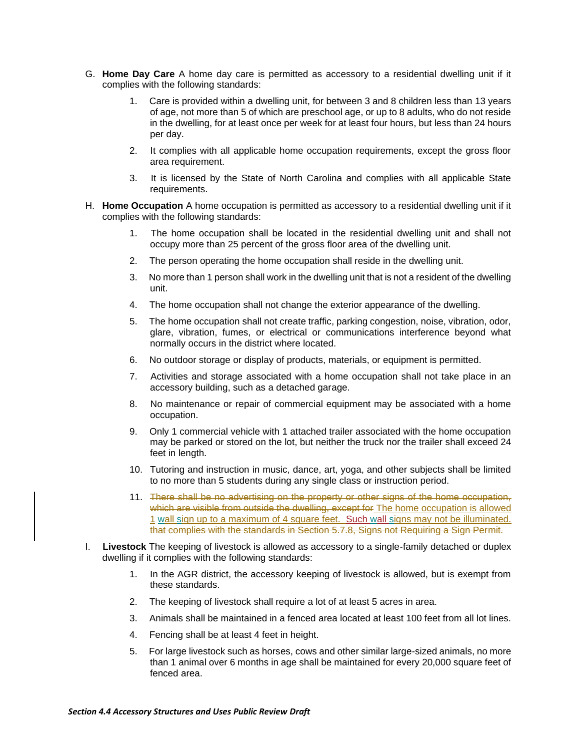G. **Home Day Care** A home day care is permitted as accessory to a residential dwelling unit if it complies with the following standards:

1. Care is provided within a dwelling unit, for between 3 and 8 children less than 13 years of age, not more than 5 of which are preschool age, or up to 8 adults, who do not reside in the dwelling, for at least once per week for at least four hours, but less than 24 hours per day.
2. It complies with all applicable home occupation requirements, except the gross floor area requirement.
3. It is licensed by the State of North Carolina and complies with all applicable State requirements.

H. **Home Occupation** A home occupation is permitted as accessory to a residential dwelling unit if it complies with the following standards:

1. The home occupation shall be located in the residential dwelling unit and shall not occupy more than 25 percent of the gross floor area of the dwelling unit.
2. The person operating the home occupation shall reside in the dwelling unit.
3. No more than 1 person shall work in the dwelling unit that is not a resident of the dwelling unit.
4. The home occupation shall not change the exterior appearance of the dwelling.
5. The home occupation shall not create traffic, parking congestion, noise, vibration, odor, glare, vibration, fumes, or electrical or communications interference beyond what normally occurs in the district where located.
6. No outdoor storage or display of products, materials, or equipment is permitted.
7. Activities and storage associated with a home occupation shall not take place in an accessory building, such as a detached garage.
8. No maintenance or repair of commercial equipment may be associated with a home occupation.
9. Only 1 commercial vehicle with 1 attached trailer associated with the home occupation may be parked or stored on the lot, but neither the truck nor the trailer shall exceed 24 feet in length.
10. Tutoring and instruction in music, dance, art, yoga, and other subjects shall be limited to no more than 5 students during any single class or instruction period.
11. ~~There shall be no advertising on the property or other signs of the home occupation, which are visible from outside the dwelling, except for~~ The home occupation is allowed 1 wall sign up to a maximum of 4 square feet. Such wall signs may not be illuminated. ~~that complies with the standards in Section 5.7.8, Signs not Requiring a Sign Permit.~~

I. **Livestock** The keeping of livestock is allowed as accessory to a single-family detached or duplex dwelling if it complies with the following standards:

1. In the AGR district, the accessory keeping of livestock is allowed, but is exempt from these standards.
2. The keeping of livestock shall require a lot of at least 5 acres in area.
3. Animals shall be maintained in a fenced area located at least 100 feet from all lot lines.
4. Fencing shall be at least 4 feet in height.
5. For large livestock such as horses, cows and other similar large-sized animals, no more than 1 animal over 6 months in age shall be maintained for every 20,000 square feet of fenced area.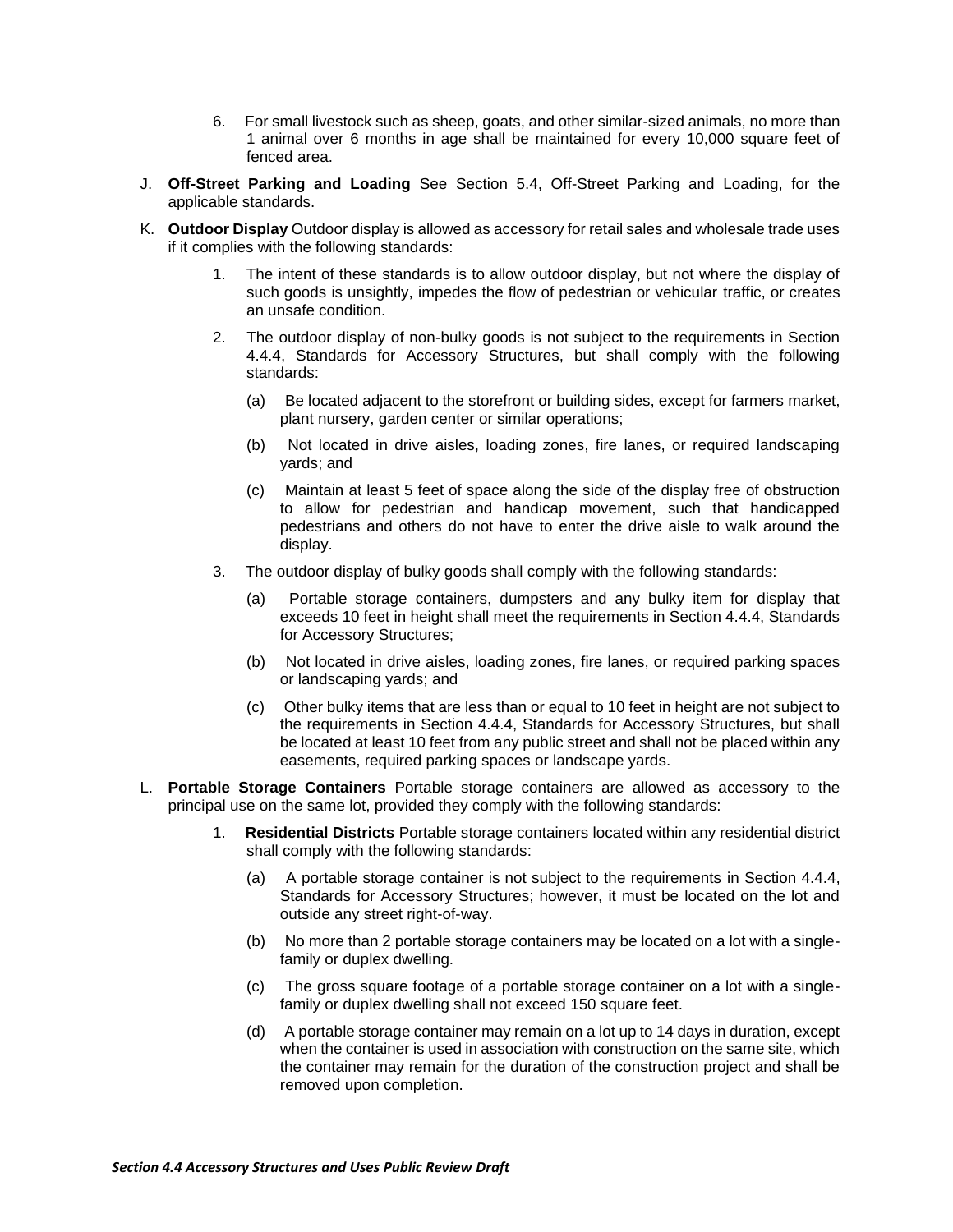6. For small livestock such as sheep, goats, and other similar-sized animals, no more than 1 animal over 6 months in age shall be maintained for every 10,000 square feet of fenced area.

J. **Off-Street Parking and Loading** See Section 5.4, Off-Street Parking and Loading, for the applicable standards.

K. **Outdoor Display** Outdoor display is allowed as accessory for retail sales and wholesale trade uses if it complies with the following standards:

   1. The intent of these standards is to allow outdoor display, but not where the display of such goods is unsightly, impedes the flow of pedestrian or vehicular traffic, or creates an unsafe condition.

   2. The outdoor display of non-bulky goods is not subject to the requirements in Section 4.4.4, Standards for Accessory Structures, but shall comply with the following standards:

      (a) Be located adjacent to the storefront or building sides, except for farmers market, plant nursery, garden center or similar operations;

      (b) Not located in drive aisles, loading zones, fire lanes, or required landscaping yards; and

      (c) Maintain at least 5 feet of space along the side of the display free of obstruction to allow for pedestrian and handicap movement, such that handicapped pedestrians and others do not have to enter the drive aisle to walk around the display.

   3. The outdoor display of bulky goods shall comply with the following standards:

      (a) Portable storage containers, dumpsters and any bulky item for display that exceeds 10 feet in height shall meet the requirements in Section 4.4.4, Standards for Accessory Structures;

      (b) Not located in drive aisles, loading zones, fire lanes, or required parking spaces or landscaping yards; and

      (c) Other bulky items that are less than or equal to 10 feet in height are not subject to the requirements in Section 4.4.4, Standards for Accessory Structures, but shall be located at least 10 feet from any public street and shall not be placed within any easements, required parking spaces or landscape yards.

L. **Portable Storage Containers** Portable storage containers are allowed as accessory to the principal use on the same lot, provided they comply with the following standards:

   1. **Residential Districts** Portable storage containers located within any residential district shall comply with the following standards:

      (a) A portable storage container is not subject to the requirements in Section 4.4.4, Standards for Accessory Structures; however, it must be located on the lot and outside any street right-of-way.

      (b) No more than 2 portable storage containers may be located on a lot with a single-family or duplex dwelling.

      (c) The gross square footage of a portable storage container on a lot with a single-family or duplex dwelling shall not exceed 150 square feet.

      (d) A portable storage container may remain on a lot up to 14 days in duration, except when the container is used in association with construction on the same site, which the container may remain for the duration of the construction project and shall be removed upon completion.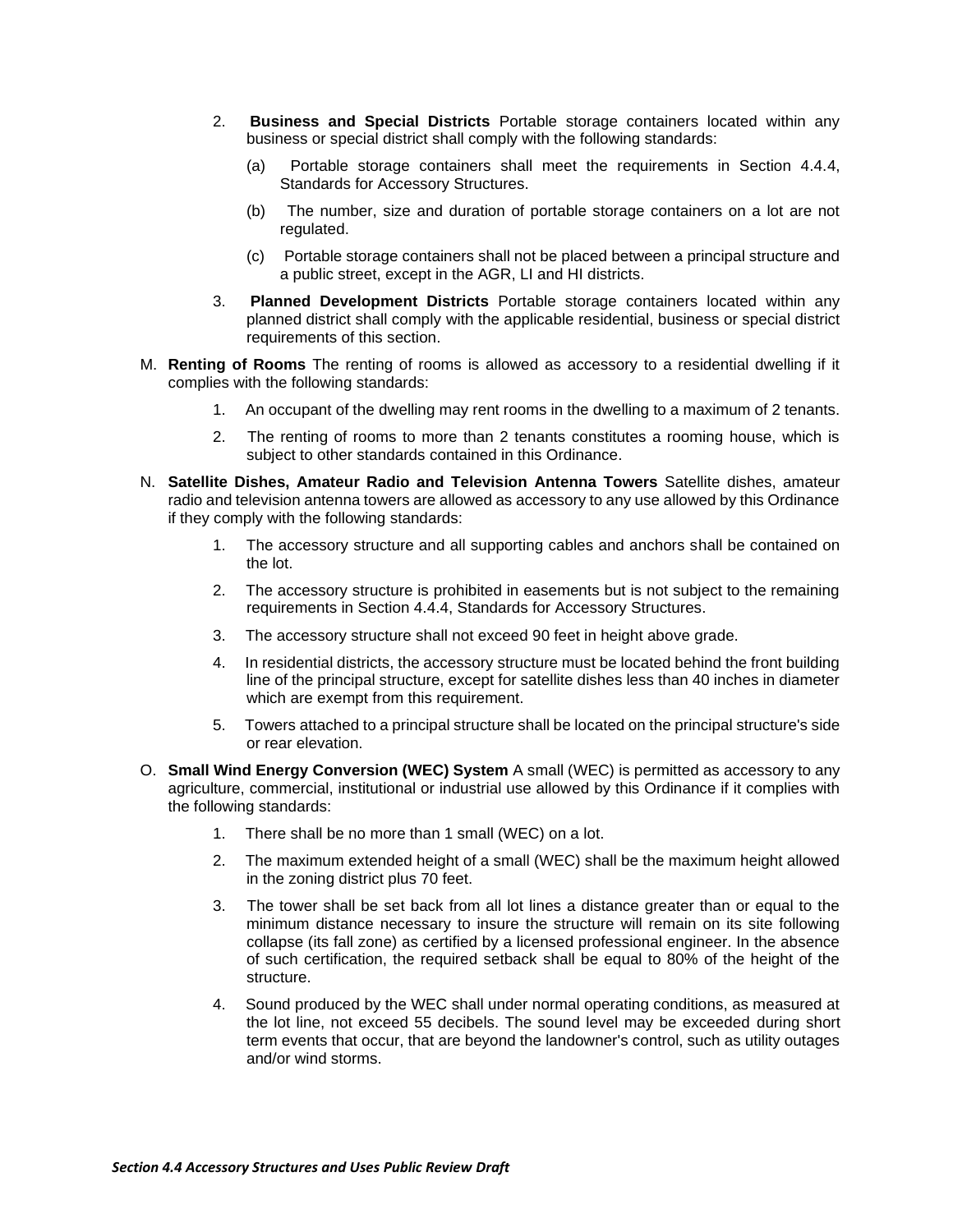2. **Business and Special Districts** Portable storage containers located within any business or special district shall comply with the following standards:

   (a) Portable storage containers shall meet the requirements in Section 4.4.4, Standards for Accessory Structures.

   (b) The number, size and duration of portable storage containers on a lot are not regulated.

   (c) Portable storage containers shall not be placed between a principal structure and a public street, except in the AGR, LI and HI districts.

3. **Planned Development Districts** Portable storage containers located within any planned district shall comply with the applicable residential, business or special district requirements of this section.

M. **Renting of Rooms** The renting of rooms is allowed as accessory to a residential dwelling if it complies with the following standards:

   1. An occupant of the dwelling may rent rooms in the dwelling to a maximum of 2 tenants.

   2. The renting of rooms to more than 2 tenants constitutes a rooming house, which is subject to other standards contained in this Ordinance.

N. **Satellite Dishes, Amateur Radio and Television Antenna Towers** Satellite dishes, amateur radio and television antenna towers are allowed as accessory to any use allowed by this Ordinance if they comply with the following standards:

   1. The accessory structure and all supporting cables and anchors shall be contained on the lot.

   2. The accessory structure is prohibited in easements but is not subject to the remaining requirements in Section 4.4.4, Standards for Accessory Structures.

   3. The accessory structure shall not exceed 90 feet in height above grade.

   4. In residential districts, the accessory structure must be located behind the front building line of the principal structure, except for satellite dishes less than 40 inches in diameter which are exempt from this requirement.

   5. Towers attached to a principal structure shall be located on the principal structure's side or rear elevation.

O. **Small Wind Energy Conversion (WEC) System** A small (WEC) is permitted as accessory to any agriculture, commercial, institutional or industrial use allowed by this Ordinance if it complies with the following standards:

   1. There shall be no more than 1 small (WEC) on a lot.

   2. The maximum extended height of a small (WEC) shall be the maximum height allowed in the zoning district plus 70 feet.

   3. The tower shall be set back from all lot lines a distance greater than or equal to the minimum distance necessary to insure the structure will remain on its site following collapse (its fall zone) as certified by a licensed professional engineer. In the absence of such certification, the required setback shall be equal to 80% of the height of the structure.

   4. Sound produced by the WEC shall under normal operating conditions, as measured at the lot line, not exceed 55 decibels. The sound level may be exceeded during short term events that occur, that are beyond the landowner's control, such as utility outages and/or wind storms.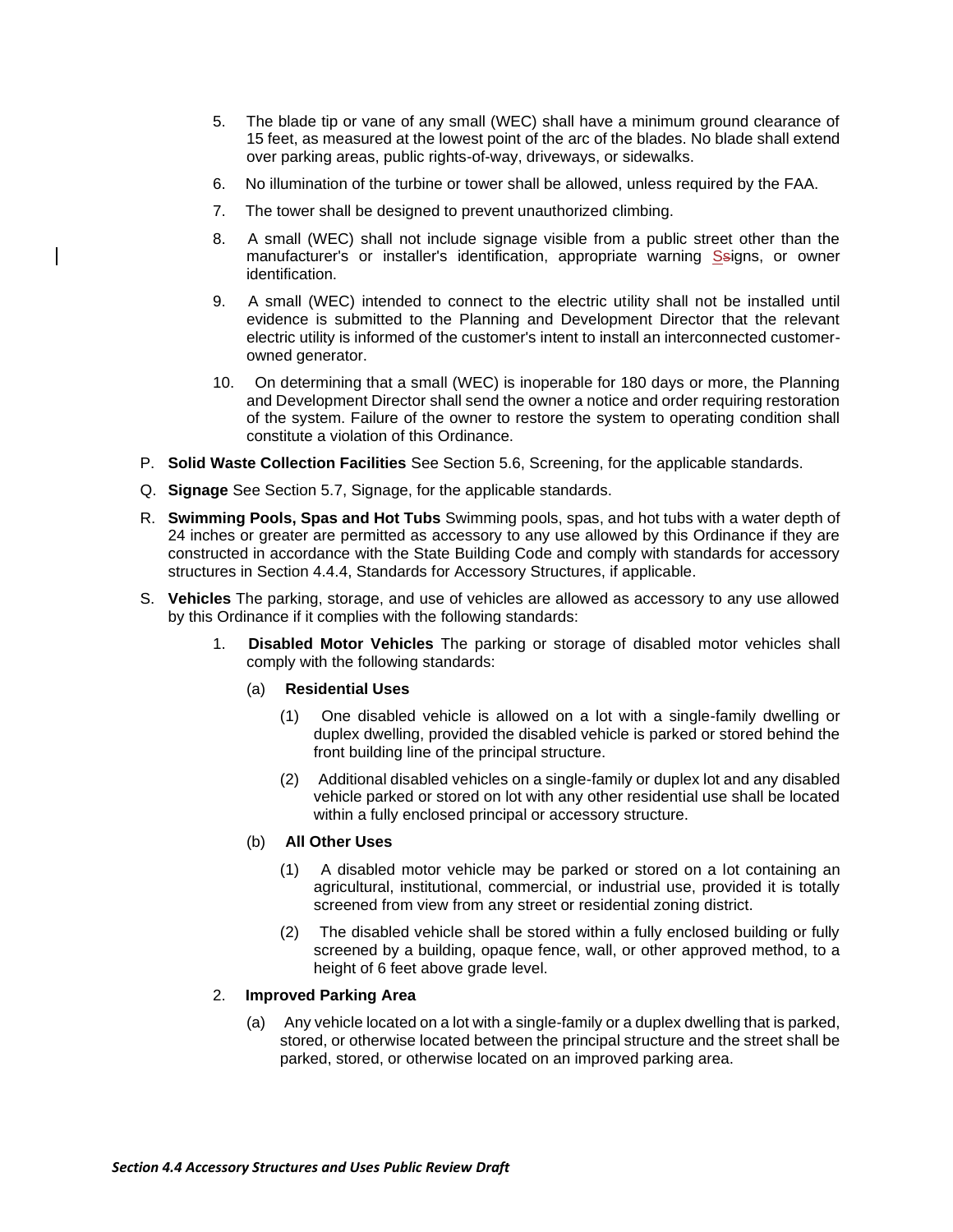5. The blade tip or vane of any small (WEC) shall have a minimum ground clearance of 15 feet, as measured at the lowest point of the arc of the blades. No blade shall extend over parking areas, public rights-of-way, driveways, or sidewalks.

6. No illumination of the turbine or tower shall be allowed, unless required by the FAA.

7. The tower shall be designed to prevent unauthorized climbing.

8. A small (WEC) shall not include signage visible from a public street other than the manufacturer's or installer's identification, appropriate warning Ssigns, or owner identification.

9. A small (WEC) intended to connect to the electric utility shall not be installed until evidence is submitted to the Planning and Development Director that the relevant electric utility is informed of the customer's intent to install an interconnected customer-owned generator.

10. On determining that a small (WEC) is inoperable for 180 days or more, the Planning and Development Director shall send the owner a notice and order requiring restoration of the system. Failure of the owner to restore the system to operating condition shall constitute a violation of this Ordinance.

P. **Solid Waste Collection Facilities** See Section 5.6, Screening, for the applicable standards.

Q. **Signage** See Section 5.7, Signage, for the applicable standards.

R. **Swimming Pools, Spas and Hot Tubs** Swimming pools, spas, and hot tubs with a water depth of 24 inches or greater are permitted as accessory to any use allowed by this Ordinance if they are constructed in accordance with the State Building Code and comply with standards for accessory structures in Section 4.4.4, Standards for Accessory Structures, if applicable.

S. **Vehicles** The parking, storage, and use of vehicles are allowed as accessory to any use allowed by this Ordinance if it complies with the following standards:

1. **Disabled Motor Vehicles** The parking or storage of disabled motor vehicles shall comply with the following standards:

   (a) **Residential Uses**

   (1) One disabled vehicle is allowed on a lot with a single-family dwelling or duplex dwelling, provided the disabled vehicle is parked or stored behind the front building line of the principal structure.

   (2) Additional disabled vehicles on a single-family or duplex lot and any disabled vehicle parked or stored on lot with any other residential use shall be located within a fully enclosed principal or accessory structure.

   (b) **All Other Uses**

   (1) A disabled motor vehicle may be parked or stored on a lot containing an agricultural, institutional, commercial, or industrial use, provided it is totally screened from view from any street or residential zoning district.

   (2) The disabled vehicle shall be stored within a fully enclosed building or fully screened by a building, opaque fence, wall, or other approved method, to a height of 6 feet above grade level.

2. **Improved Parking Area**

   (a) Any vehicle located on a lot with a single-family or a duplex dwelling that is parked, stored, or otherwise located between the principal structure and the street shall be parked, stored, or otherwise located on an improved parking area.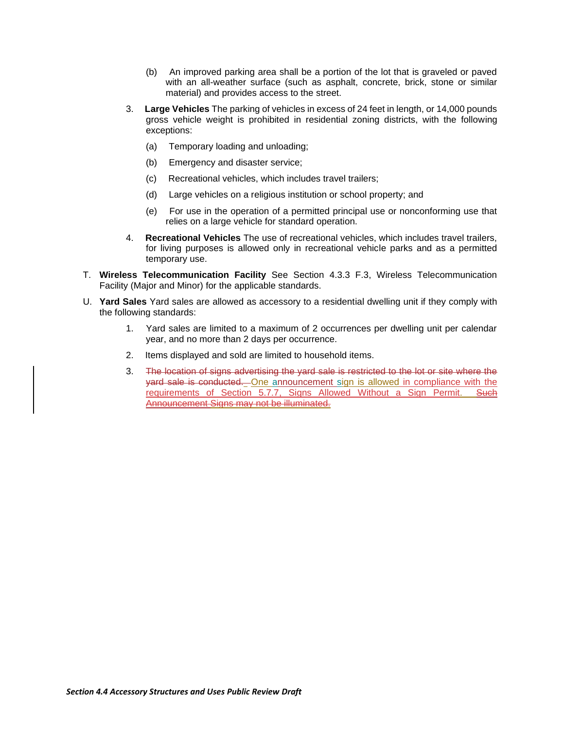(b) An improved parking area shall be a portion of the lot that is graveled or paved with an all-weather surface (such as asphalt, concrete, brick, stone or similar material) and provides access to the street.

3. **Large Vehicles** The parking of vehicles in excess of 24 feet in length, or 14,000 pounds gross vehicle weight is prohibited in residential zoning districts, with the following exceptions:

   (a) Temporary loading and unloading;

   (b) Emergency and disaster service;

   (c) Recreational vehicles, which includes travel trailers;

   (d) Large vehicles on a religious institution or school property; and

   (e) For use in the operation of a permitted principal use or nonconforming use that relies on a large vehicle for standard operation.

4. **Recreational Vehicles** The use of recreational vehicles, which includes travel trailers, for living purposes is allowed only in recreational vehicle parks and as a permitted temporary use.

T. **Wireless Telecommunication Facility** See Section 4.3.3 F.3, Wireless Telecommunication Facility (Major and Minor) for the applicable standards.

U. **Yard Sales** Yard sales are allowed as accessory to a residential dwelling unit if they comply with the following standards:

1. Yard sales are limited to a maximum of 2 occurrences per dwelling unit per calendar year, and no more than 2 days per occurrence.

2. Items displayed and sold are limited to household items.

3. ~~The location of signs advertising the yard sale is restricted to the lot or site where the yard sale is conducted.~~ One announcement sign is allowed in compliance with the requirements of Section 5.7.7, Signs Allowed Without a Sign Permit. ~~Such Announcement Signs may not be illuminated.~~